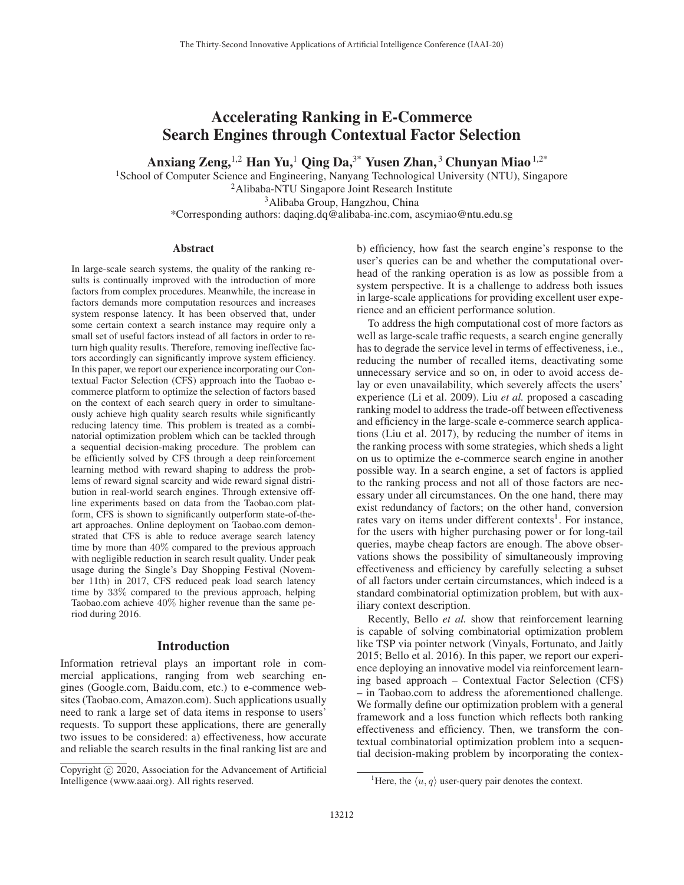# Accelerating Ranking in E-Commerce Search Engines through Contextual Factor Selection

**Anxiang Zeng,[1,2] Han Yu,[1] Qing Da,[3*] Yusen Zhan,[3] Chunyan Miao[1,2*]**

[1]School of Computer Science and Engineering, Nanyang Technological University (NTU), Singapore
[2]Alibaba-NTU Singapore Joint Research Institute
[3]Alibaba Group, Hangzhou, China
*Corresponding authors: daqing.dq@alibaba-inc.com, ascymiao@ntu.edu.sg

## Abstract

In large-scale search systems, the quality of the ranking results is continually improved with the introduction of more factors from complex procedures. Meanwhile, the increase in factors demands more computation resources and increases system response latency. It has been observed that, under some certain context a search instance may require only a small set of useful factors instead of all factors in order to return high quality results. Therefore, removing ineffective factors accordingly can significantly improve system efficiency. In this paper, we report our experience incorporating our Contextual Factor Selection (CFS) approach into the Taobao e-commerce platform to optimize the selection of factors based on the context of each search query in order to simultaneously achieve high quality search results while significantly reducing latency time. This problem is treated as a combinatorial optimization problem which can be tackled through a sequential decision-making procedure. The problem can be efficiently solved by CFS through a deep reinforcement learning method with reward shaping to address the problems of reward signal scarcity and wide reward signal distribution in real-world search engines. Through extensive offline experiments based on data from the Taobao.com platform, CFS is shown to significantly outperform state-of-the-art approaches. Online deployment on Taobao.com demonstrated that CFS is able to reduce average search latency time by more than 40% compared to the previous approach with negligible reduction in search result quality. Under peak usage during the Single's Day Shopping Festival (November 11th) in 2017, CFS reduced peak load search latency time by 33% compared to the previous approach, helping Taobao.com achieve 40% higher revenue than the same period during 2016.

## Introduction

Information retrieval plays an important role in commercial applications, ranging from web searching engines (Google.com, Baidu.com, etc.) to e-commence websites (Taobao.com, Amazon.com). Such applications usually need to rank a large set of data items in response to users' requests. To support these applications, there are generally two issues to be considered: a) effectiveness, how accurate and reliable the search results in the final ranking list are and b) efficiency, how fast the search engine's response to the user's queries can be and whether the computational overhead of the ranking operation is as low as possible from a system perspective. It is a challenge to address both issues in large-scale applications for providing excellent user experience and an efficient performance solution.

To address the high computational cost of more factors as well as large-scale traffic requests, a search engine generally has to degrade the service level in terms of effectiveness, i.e., reducing the number of recalled items, deactivating some unnecessary service and so on, in oder to avoid access delay or even unavailability, which severely affects the users' experience (Li et al. 2009). Liu *et al.* proposed a cascading ranking model to address the trade-off between effectiveness and efficiency in the large-scale e-commerce search applications (Liu et al. 2017), by reducing the number of items in the ranking process with some strategies, which sheds a light on us to optimize the e-commerce search engine in another possible way. In a search engine, a set of factors is applied to the ranking process and not all of those factors are necessary under all circumstances. On the one hand, there may exist redundancy of factors; on the other hand, conversion rates vary on items under different contexts[1]. For instance, for the users with higher purchasing power or for long-tail queries, maybe cheap factors are enough. The above observations shows the possibility of simultaneously improving effectiveness and efficiency by carefully selecting a subset of all factors under certain circumstances, which indeed is a standard combinatorial optimization problem, but with auxiliary context description.

Recently, Bello *et al.* show that reinforcement learning is capable of solving combinatorial optimization problem like TSP via pointer network (Vinyals, Fortunato, and Jaitly 2015; Bello et al. 2016). In this paper, we report our experience deploying an innovative model via reinforcement learning based approach – Contextual Factor Selection (CFS) – in Taobao.com to address the aforementioned challenge. We formally define our optimization problem with a general framework and a loss function which reflects both ranking effectiveness and efficiency. Then, we transform the contextual combinatorial optimization problem into a sequential decision-making problem by incorporating the contex-

Copyright © 2020, Association for the Advancement of Artificial Intelligence (www.aaai.org). All rights reserved.

[1]Here, the $\langle u, q \rangle$ user-query pair denotes the context.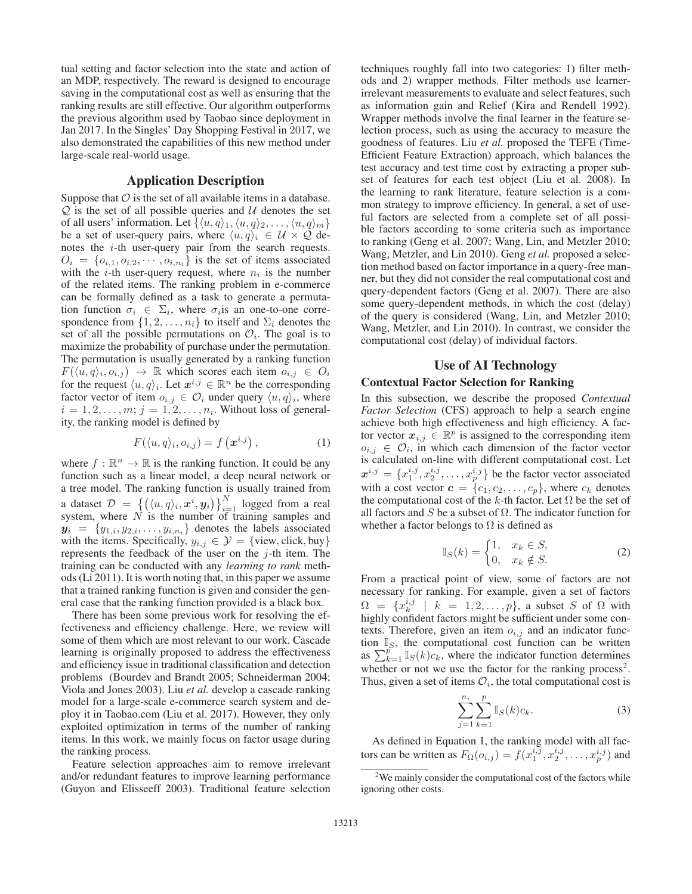tual setting and factor selection into the state and action of an MDP, respectively. The reward is designed to encourage saving in the computational cost as well as ensuring that the ranking results are still effective. Our algorithm outperforms the previous algorithm used by Taobao since deployment in Jan 2017. In the Singles' Day Shopping Festival in 2017, we also demonstrated the capabilities of this new method under large-scale real-world usage.

## Application Description

Suppose that $\mathcal{O}$ is the set of all available items in a database. $\mathcal{Q}$ is the set of all possible queries and $\mathcal{U}$ denotes the set of all users' information. Let $\{\langle u,q\rangle_1, \langle u,q\rangle_2, \ldots, \langle u,q\rangle_m\}$ be a set of user-query pairs, where $\langle u,q\rangle_i \in \mathcal{U} \times \mathcal{Q}$ denotes the $i$-th user-query pair from the search requests. $O_i = \{o_{i,1}, o_{i,2}, \cdots, o_{i,n_i}\}$ is the set of items associated with the $i$-th user-query request, where $n_i$ is the number of the related items. The ranking problem in e-commerce can be formally defined as a task to generate a permutation function $\sigma_i \in \Sigma_i$, where $\sigma_i$is an one-to-one correspondence from $\{1, 2, \ldots, n_i\}$ to itself and $\Sigma_i$ denotes the set of all the possible permutations on $\mathcal{O}_i$. The goal is to maximize the probability of purchase under the permutation. The permutation is usually generated by a ranking function $F(\langle u,q\rangle_i, o_{i,j}) \rightarrow \mathbb{R}$ which scores each item $o_{i,j} \in O_i$ for the request $\langle u,q\rangle_i$. Let $\boldsymbol{x}^{i,j} \in \mathbb{R}^n$ be the corresponding factor vector of item $o_{i,j} \in \mathcal{O}_i$ under query $\langle u,q\rangle_i$, where $i = 1, 2, \ldots, m$; $j = 1, 2, \ldots, n_i$. Without loss of generality, the ranking model is defined by

$$F(\langle u,q\rangle_i, o_{i,j}) = f\left(\boldsymbol{x}^{i,j}\right), \tag{1}$$

where $f : \mathbb{R}^n \rightarrow \mathbb{R}$ is the ranking function. It could be any function such as a linear model, a deep neural network or a tree model. The ranking function is usually trained from a dataset $\mathcal{D} = \left\{\left(\langle u,q\rangle_i, \boldsymbol{x}^i, \boldsymbol{y}_i\right)\right\}_{i=1}^N$ logged from a real system, where $N$ is the number of training samples and $\boldsymbol{y}_i = \{y_{1,i}, y_{2,i}, \ldots, y_{i,n_i}\}$ denotes the labels associated with the items. Specifically, $y_{i,j} \in \mathcal{Y} = \{\text{view}, \text{click}, \text{buy}\}$ represents the feedback of the user on the $j$-th item. The training can be conducted with any *learning to rank* methods (Li 2011). It is worth noting that, in this paper we assume that a trained ranking function is given and consider the general case that the ranking function provided is a black box.

There has been some previous work for resolving the effectiveness and efficiency challenge. Here, we review will some of them which are most relevant to our work. Cascade learning is originally proposed to address the effectiveness and efficiency issue in traditional classification and detection problems (Bourdev and Brandt 2005; Schneiderman 2004; Viola and Jones 2003). Liu *et al.* develop a cascade ranking model for a large-scale e-commerce search system and deploy it in Taobao.com (Liu et al. 2017). However, they only exploited optimization in terms of the number of ranking items. In this work, we mainly focus on factor usage during the ranking process.

Feature selection approaches aim to remove irrelevant and/or redundant features to improve learning performance (Guyon and Elisseeff 2003). Traditional feature selection techniques roughly fall into two categories: 1) filter methods and 2) wrapper methods. Filter methods use learner-irrelevant measurements to evaluate and select features, such as information gain and Relief (Kira and Rendell 1992). Wrapper methods involve the final learner in the feature selection process, such as using the accuracy to measure the goodness of features. Liu *et al.* proposed the TEFE (Time-Efficient Feature Extraction) approach, which balances the test accuracy and test time cost by extracting a proper subset of features for each test object (Liu et al. 2008). In the learning to rank literature, feature selection is a common strategy to improve efficiency. In general, a set of useful factors are selected from a complete set of all possible factors according to some criteria such as importance to ranking (Geng et al. 2007; Wang, Lin, and Metzler 2010; Wang, Metzler, and Lin 2010). Geng *et al.* proposed a selection method based on factor importance in a query-free manner, but they did not consider the real computational cost and query-dependent factors (Geng et al. 2007). There are also some query-dependent methods, in which the cost (delay) of the query is considered (Wang, Lin, and Metzler 2010; Wang, Metzler, and Lin 2010). In contrast, we consider the computational cost (delay) of individual factors.

## Use of AI Technology

### Contextual Factor Selection for Ranking

In this subsection, we describe the proposed *Contextual Factor Selection* (CFS) approach to help a search engine achieve both high effectiveness and high efficiency. A factor vector $\boldsymbol{x}_{i,j} \in \mathbb{R}^p$ is assigned to the corresponding item $o_{i,j} \in \mathcal{O}_i$, in which each dimension of the factor vector is calculated on-line with different computational cost. Let $\boldsymbol{x}^{i,j} = \{x_1^{i,j}, x_2^{i,j}, \ldots, x_p^{i,j}\}$ be the factor vector associated with a cost vector $\boldsymbol{c} = \{c_1, c_2, \ldots, c_p\}$, where $c_k$ denotes the computational cost of the $k$-th factor. Let $\Omega$ be the set of all factors and $S$ be a subset of $\Omega$. The indicator function for whether a factor belongs to $\Omega$ is defined as

$$\mathbb{I}_S(k) = \begin{cases} 1, & x_k \in S, \\ 0, & x_k \notin S. \end{cases} \tag{2}$$

From a practical point of view, some of factors are not necessary for ranking. For example, given a set of factors $\Omega = \{x_k^{i,j} \mid k = 1, 2, \ldots, p\}$, a subset $S$ of $\Omega$ with highly confident factors might be sufficient under some contexts. Therefore, given an item $o_{i,j}$ and an indicator function $\mathbb{I}_S$, the computational cost function can be written as $\sum_{k=1}^{p} \mathbb{I}_S(k) c_k$, where the indicator function determines whether or not we use the factor for the ranking process[2]. Thus, given a set of items $\mathcal{O}_i$, the total computational cost is

$$\sum_{j=1}^{n_i} \sum_{k=1}^{p} \mathbb{I}_S(k) c_k. \tag{3}$$

As defined in Equation 1, the ranking model with all factors can be written as $F_\Omega(o_{i,j}) = f(x_1^{i,j}, x_2^{i,j}, \ldots, x_p^{i,j})$ and

[2] We mainly consider the computational cost of the factors while ignoring other costs.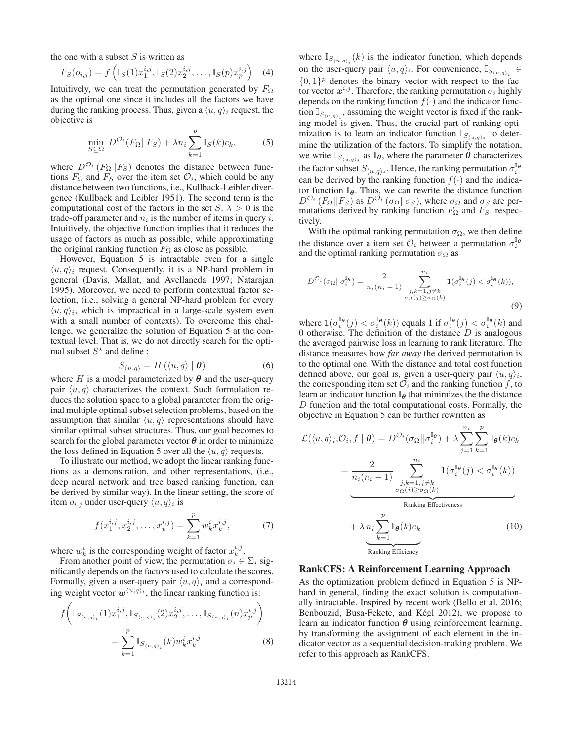the one with a subset $S$ is written as

$$F_S(o_{i,j}) = f\left(\mathbb{I}_S(1)x_1^{i,j}, \mathbb{I}_S(2)x_2^{i,j}, \ldots, \mathbb{I}_S(p)x_p^{i,j}\right) \quad (4)$$

Intuitively, we can treat the permutation generated by $F_\Omega$ as the optimal one since it includes all the factors we have during the ranking process. Thus, given a $\langle u, q\rangle_i$ request, the objective is

$$\min_{S \subseteq \Omega} D^{\mathcal{O}_i}(F_\Omega || F_S) + \lambda n_i \sum_{k=1}^{p} \mathbb{I}_S(k) c_k, \quad (5)$$

where $D^{\mathcal{O}_i}(F_\Omega||F_S)$ denotes the distance between functions $F_\Omega$ and $F_S$ over the item set $\mathcal{O}_i$, which could be any distance between two functions, i.e., Kullback-Leibler divergence (Kullback and Leibler 1951). The second term is the computational cost of the factors in the set $S$. $\lambda > 0$ is the trade-off parameter and $n_i$ is the number of items in query $i$. Intuitively, the objective function implies that it reduces the usage of factors as much as possible, while approximating the original ranking function $F_\Omega$ as close as possible.

However, Equation 5 is intractable even for a single $\langle u, q\rangle_i$ request. Consequently, it is a NP-hard problem in general (Davis, Mallat, and Avellaneda 1997; Natarajan 1995). Moreover, we need to perform contextual factor selection, (i.e., solving a general NP-hard problem for every $\langle u, q\rangle_i$, which is impractical in a large-scale system even with a small number of contexts). To overcome this challenge, we generalize the solution of Equation 5 at the contextual level. That is, we do not directly search for the optimal subset $S^\star$ and define :

$$S_{\langle u,q\rangle} = H\left(\langle u, q\rangle \mid \boldsymbol{\theta}\right) \quad (6)$$

where $H$ is a model parameterized by $\boldsymbol{\theta}$ and the user-query pair $\langle u, q\rangle$ characterizes the context. Such formulation reduces the solution space to a global parameter from the original multiple optimal subset selection problems, based on the assumption that similar $\langle u, q\rangle$ representations should have similar optimal subset structures. Thus, our goal becomes to search for the global parameter vector $\boldsymbol{\theta}$ in order to minimize the loss defined in Equation 5 over all the $\langle u, q\rangle$ requests.

To illustrate our method, we adopt the linear ranking functions as a demonstration, and other representations, (i.e., deep neural network and tree based ranking function, can be derived by similar way). In the linear setting, the score of item $o_{i,j}$ under user-query $\langle u, q\rangle_i$ is

$$f(x_1^{i,j}, x_2^{i,j}, \ldots, x_p^{i,j}) = \sum_{k=1}^{p} w_k^i x_k^{i,j}, \quad (7)$$

where $w_k^i$ is the corresponding weight of factor $x_k^{i,j}$.

From another point of view, the permutation $\sigma_i \in \Sigma_i$ significantly depends on the factors used to calculate the scores. Formally, given a user-query pair $\langle u, q\rangle_i$ and a corresponding weight vector $\boldsymbol{w}^{\langle u,q\rangle_i}$, the linear ranking function is:

$$f\left(\mathbb{I}_{S_{\langle u,q\rangle_i}}(1)x_1^{i,j}, \mathbb{I}_{S_{\langle u,q\rangle_i}}(2)x_2^{i,j}, \ldots, \mathbb{I}_{S_{\langle u,q\rangle_i}}(n)x_p^{i,j}\right) = \sum_{k=1}^{p} \mathbb{I}_{S_{\langle u,q\rangle_i}}(k) w_k^i x_k^{i,j} \quad (8)$$

where $\mathbb{I}_{S_{\langle u,q\rangle_i}}(k)$ is the indicator function, which depends on the user-query pair $\langle u, q\rangle_i$. For convenience, $\mathbb{I}_{S_{\langle u,q\rangle_i}} \in \{0, 1\}^p$ denotes the binary vector with respect to the factor vector $\boldsymbol{x}^{i,j}$. Therefore, the ranking permutation $\sigma_i$ highly depends on the ranking function $f(\cdot)$ and the indicator function $\mathbb{I}_{S_{\langle u,q\rangle_i}}$, assuming the weight vector is fixed if the ranking model is given. Thus, the crucial part of ranking optimization is to learn an indicator function $\mathbb{I}_{S_{\langle u,q\rangle_i}}$ to determine the utilization of the factors. To simplify the notation, we write $\mathbb{I}_{S_{\langle u,q\rangle_i}}$ as $\mathbb{I}_{\boldsymbol{\theta}}$, where the parameter $\boldsymbol{\theta}$ characterizes the factor subset $S_{\langle u,q\rangle_i}$. Hence, the ranking permutation $\sigma_i^{\mathbb{I}_{\boldsymbol{\theta}}}$ can be derived by the ranking function $f(\cdot)$ and the indicator function $\mathbb{I}_{\boldsymbol{\theta}}$. Thus, we can rewrite the distance function $D^{\mathcal{O}_i}(F_\Omega||F_S)$ as $D^{\mathcal{O}_i}(\sigma_\Omega||\sigma_S)$, where $\sigma_\Omega$ and $\sigma_S$ are permutations derived by ranking function $F_\Omega$ and $F_S$, respectively.

With the optimal ranking permutation $\sigma_\Omega$, we then define the distance over a item set $\mathcal{O}_i$ between a permutation $\sigma_i^{\mathbb{I}_{\boldsymbol{\theta}}}$ and the optimal ranking permutation $\sigma_\Omega$ as

$$D^{\mathcal{O}_i}(\sigma_\Omega||\sigma_i^{\mathbb{I}_{\boldsymbol{\theta}}}) = \frac{2}{n_i(n_i-1)} \sum_{\substack{j,k=1, j\neq k \\ \sigma_\Omega(j) \geq \sigma_\Omega(k)}}^{n_i} \mathbf{1}(\sigma_i^{\mathbb{I}_{\boldsymbol{\theta}}}(j) < \sigma_i^{\mathbb{I}_{\boldsymbol{\theta}}}(k)), \quad (9)$$

where $\mathbf{1}(\sigma_i^{\mathbb{I}_{\boldsymbol{\theta}}}(j) < \sigma_i^{\mathbb{I}_{\boldsymbol{\theta}}}(k))$ equals 1 if $\sigma_i^{\mathbb{I}_{\boldsymbol{\theta}}}(j) < \sigma_i^{\mathbb{I}_{\boldsymbol{\theta}}}(k)$ and 0 otherwise. The definition of the distance $D$ is analogous the averaged pairwise loss in learning to rank literature. The distance measures how *far away* the derived permutation is to the optimal one. With the distance and total cost function defined above, our goal is, given a user-query pair $\langle u, q\rangle_i$, the corresponding item set $\mathcal{O}_i$ and the ranking function $f$, to learn an indicator function $\mathbb{I}_{\boldsymbol{\theta}}$ that minimizes the the distance $D$ function and the total computational costs. Formally, the objective in Equation 5 can be further rewritten as

$$\begin{aligned}
\mathcal{L}(\langle u,q\rangle_i, \mathcal{O}_i, f \mid \boldsymbol{\theta}) &= D^{\mathcal{O}_i}(\sigma_\Omega||\sigma_i^{\mathbb{I}_{\boldsymbol{\theta}}}) + \lambda \sum_{j=1}^{n_i}\sum_{k=1}^{p} \mathbb{I}_{\boldsymbol{\theta}}(k) c_k \\
&= \underbrace{\frac{2}{n_i(n_i-1)} \sum_{\substack{j,k=1, j\neq k \\ \sigma_\Omega(j) \geq \sigma_\Omega(k)}}^{n_i} \mathbf{1}(\sigma_i^{\mathbb{I}_{\boldsymbol{\theta}}}(j) < \sigma_i^{\mathbb{I}_{\boldsymbol{\theta}}}(k))}_{\text{Ranking Effectiveness}} \\
&\quad + \lambda \underbrace{n_i \sum_{k=1}^{p} \mathbb{I}_{\boldsymbol{\theta}}(k) c_k}_{\text{Ranking Efficiency}}
\end{aligned} \quad (10)$$

## RankCFS: A Reinforcement Learning Approach

As the optimization problem defined in Equation 5 is NP-hard in general, finding the exact solution is computationally intractable. Inspired by recent work (Bello et al. 2016; Benbouzid, Busa-Fekete, and Kégl 2012), we propose to learn an indicator function $\boldsymbol{\theta}$ using reinforcement learning, by transforming the assignment of each element in the indicator vector as a sequential decision-making problem. We refer to this approach as RankCFS.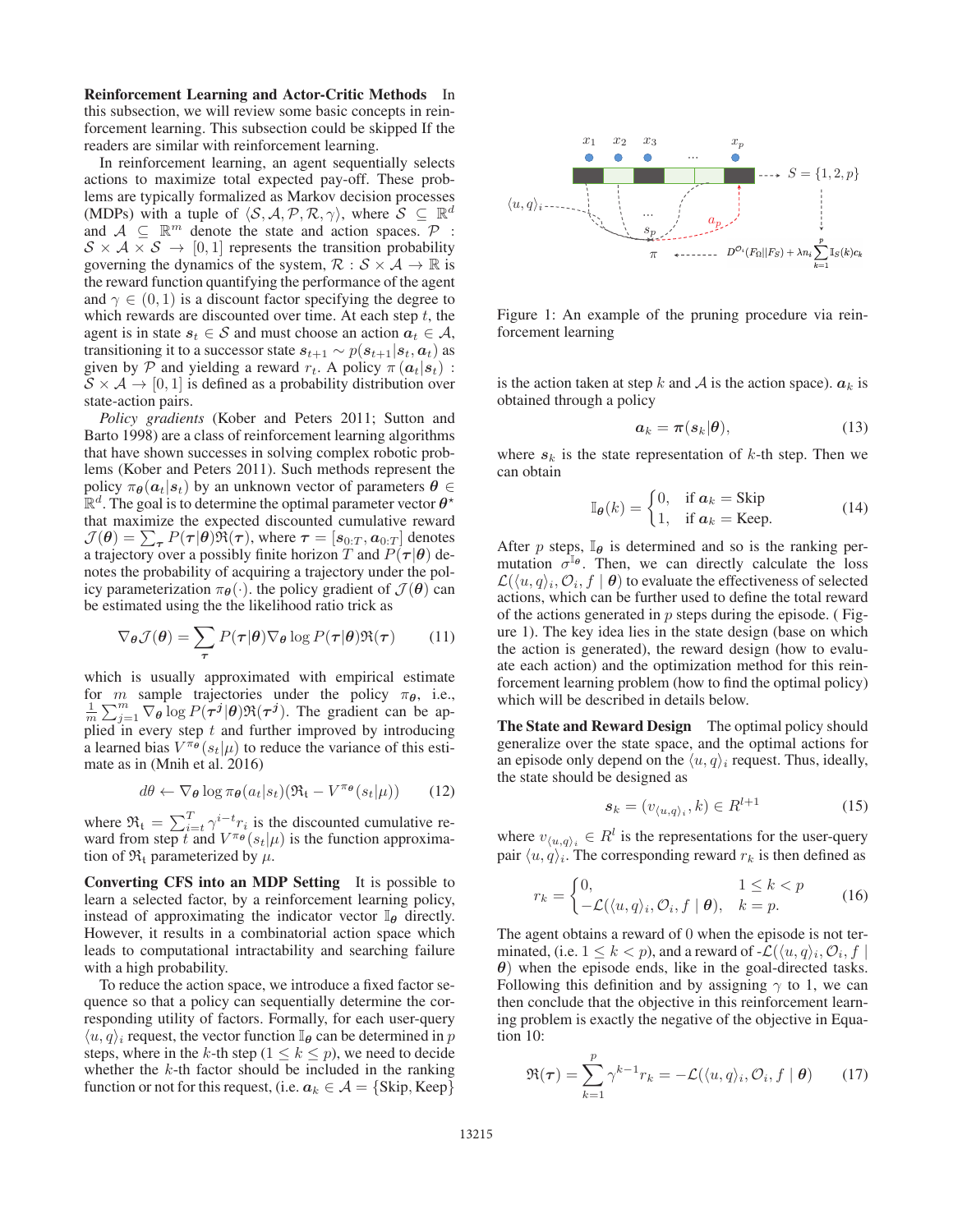**Reinforcement Learning and Actor-Critic Methods** In this subsection, we will review some basic concepts in reinforcement learning. This subsection could be skipped If the readers are similar with reinforcement learning.

In reinforcement learning, an agent sequentially selects actions to maximize total expected pay-off. These problems are typically formalized as Markov decision processes (MDPs) with a tuple of $\langle \mathcal{S}, \mathcal{A}, \mathcal{P}, \mathcal{R}, \gamma \rangle$, where $\mathcal{S} \subseteq \mathbb{R}^d$ and $\mathcal{A} \subseteq \mathbb{R}^m$ denote the state and action spaces. $\mathcal{P} : \mathcal{S} \times \mathcal{A} \times \mathcal{S} \rightarrow [0, 1]$ represents the transition probability governing the dynamics of the system, $\mathcal{R} : \mathcal{S} \times \mathcal{A} \rightarrow \mathbb{R}$ is the reward function quantifying the performance of the agent and $\gamma \in (0, 1)$ is a discount factor specifying the degree to which rewards are discounted over time. At each step $t$, the agent is in state $\boldsymbol{s}_t \in \mathcal{S}$ and must choose an action $\boldsymbol{a}_t \in \mathcal{A}$, transitioning it to a successor state $\boldsymbol{s}_{t+1} \sim p(\boldsymbol{s}_{t+1}|\boldsymbol{s}_t, \boldsymbol{a}_t)$ as given by $\mathcal{P}$ and yielding a reward $r_t$. A policy $\pi(\boldsymbol{a}_t|\boldsymbol{s}_t) : \mathcal{S} \times \mathcal{A} \rightarrow [0, 1]$ is defined as a probability distribution over state-action pairs.

*Policy gradients* (Kober and Peters 2011; Sutton and Barto 1998) are a class of reinforcement learning algorithms that have shown successes in solving complex robotic problems (Kober and Peters 2011). Such methods represent the policy $\pi_{\boldsymbol{\theta}}(\boldsymbol{a}_t|\boldsymbol{s}_t)$ by an unknown vector of parameters $\boldsymbol{\theta} \in \mathbb{R}^d$. The goal is to determine the optimal parameter vector $\boldsymbol{\theta}^\star$ that maximize the expected discounted cumulative reward $\mathcal{J}(\boldsymbol{\theta}) = \sum_{\boldsymbol{\tau}} P(\boldsymbol{\tau}|\boldsymbol{\theta})\mathfrak{R}(\boldsymbol{\tau})$, where $\boldsymbol{\tau} = [\boldsymbol{s}_{0:T}, \boldsymbol{a}_{0:T}]$ denotes a trajectory over a possibly finite horizon $T$ and $P(\boldsymbol{\tau}|\boldsymbol{\theta})$ denotes the probability of acquiring a trajectory under the policy parameterization $\pi_{\boldsymbol{\theta}}(\cdot)$. the policy gradient of $\mathcal{J}(\boldsymbol{\theta})$ can be estimated using the the likelihood ratio trick as

$$\nabla_{\boldsymbol{\theta}} \mathcal{J}(\boldsymbol{\theta}) = \sum_{\boldsymbol{\tau}} P(\boldsymbol{\tau}|\boldsymbol{\theta}) \nabla_{\boldsymbol{\theta}} \log P(\boldsymbol{\tau}|\boldsymbol{\theta}) \mathfrak{R}(\boldsymbol{\tau}) \tag{11}$$

which is usually approximated with empirical estimate for $m$ sample trajectories under the policy $\pi_{\boldsymbol{\theta}}$, i.e., $\frac{1}{m}\sum_{j=1}^{m} \nabla_{\boldsymbol{\theta}} \log P(\boldsymbol{\tau}^{\boldsymbol{j}}|\boldsymbol{\theta})\mathfrak{R}(\boldsymbol{\tau}^{\boldsymbol{j}})$. The gradient can be applied in every step $t$ and further improved by introducing a learned bias $V^{\pi_{\boldsymbol{\theta}}}(s_t|\mu)$ to reduce the variance of this estimate as in (Mnih et al. 2016)

$$d\theta \leftarrow \nabla_{\boldsymbol{\theta}} \log \pi_{\boldsymbol{\theta}}(a_t|s_t)(\mathfrak{R}_t - V^{\pi_{\boldsymbol{\theta}}}(s_t|\mu)) \tag{12}$$

where $\mathfrak{R}_t = \sum_{i=t}^{T} \gamma^{i-t} r_i$ is the discounted cumulative reward from step $t$ and $V^{\pi_{\boldsymbol{\theta}}}(s_t|\mu)$ is the function approximation of $\mathfrak{R}_t$ parameterized by $\mu$.

**Converting CFS into an MDP Setting** It is possible to learn a selected factor, by a reinforcement learning policy, instead of approximating the indicator vector $\mathbb{I}_{\boldsymbol{\theta}}$ directly. However, it results in a combinatorial action space which leads to computational intractability and searching failure with a high probability.

To reduce the action space, we introduce a fixed factor sequence so that a policy can sequentially determine the corresponding utility of factors. Formally, for each user-query $\langle u, q \rangle_i$ request, the vector function $\mathbb{I}_{\boldsymbol{\theta}}$ can be determined in $p$ steps, where in the $k$-th step ($1 \leq k \leq p$), we need to decide whether the $k$-th factor should be included in the ranking function or not for this request, (i.e. $\boldsymbol{a}_k \in \mathcal{A} = \{\text{Skip}, \text{Keep}\}$ is the action taken at step $k$ and $\mathcal{A}$ is the action space). $\boldsymbol{a}_k$ is obtained through a policy

Figure 1: An example of the pruning procedure via reinforcement learning

$$\boldsymbol{a}_k = \boldsymbol{\pi}(\boldsymbol{s}_k|\boldsymbol{\theta}), \tag{13}$$

where $\boldsymbol{s}_k$ is the state representation of $k$-th step. Then we can obtain

$$\mathbb{I}_{\boldsymbol{\theta}}(k) = \begin{cases} 0, & \text{if } \boldsymbol{a}_k = \text{Skip} \\ 1, & \text{if } \boldsymbol{a}_k = \text{Keep}. \end{cases} \tag{14}$$

After $p$ steps, $\mathbb{I}_{\boldsymbol{\theta}}$ is determined and so is the ranking permutation $\sigma^{\mathbb{I}_{\boldsymbol{\theta}}}$. Then, we can directly calculate the loss $\mathcal{L}(\langle u, q \rangle_i, \mathcal{O}_i, f \mid \boldsymbol{\theta})$ to evaluate the effectiveness of selected actions, which can be further used to define the total reward of the actions generated in $p$ steps during the episode. ( Figure 1). The key idea lies in the state design (base on which the action is generated), the reward design (how to evaluate each action) and the optimization method for this reinforcement learning problem (how to find the optimal policy) which will be described in details below.

**The State and Reward Design** The optimal policy should generalize over the state space, and the optimal actions for an episode only depend on the $\langle u, q \rangle_i$ request. Thus, ideally, the state should be designed as

$$\boldsymbol{s}_k = (v_{\langle u,q \rangle_i}, k) \in R^{l+1} \tag{15}$$

where $v_{\langle u,q \rangle_i} \in R^l$ is the representations for the user-query pair $\langle u, q \rangle_i$. The corresponding reward $r_k$ is then defined as

$$r_k = \begin{cases} 0, & 1 \leq k < p \\ -\mathcal{L}(\langle u, q \rangle_i, \mathcal{O}_i, f \mid \boldsymbol{\theta}), & k = p. \end{cases} \tag{16}$$

The agent obtains a reward of 0 when the episode is not terminated, (i.e. $1 \leq k < p$), and a reward of -$\mathcal{L}(\langle u, q \rangle_i, \mathcal{O}_i, f \mid \boldsymbol{\theta})$ when the episode ends, like in the goal-directed tasks. Following this definition and by assigning $\gamma$ to 1, we can then conclude that the objective in this reinforcement learning problem is exactly the negative of the objective in Equation 10:

$$\mathfrak{R}(\boldsymbol{\tau}) = \sum_{k=1}^{p} \gamma^{k-1} r_k = -\mathcal{L}(\langle u, q \rangle_i, \mathcal{O}_i, f \mid \boldsymbol{\theta}) \tag{17}$$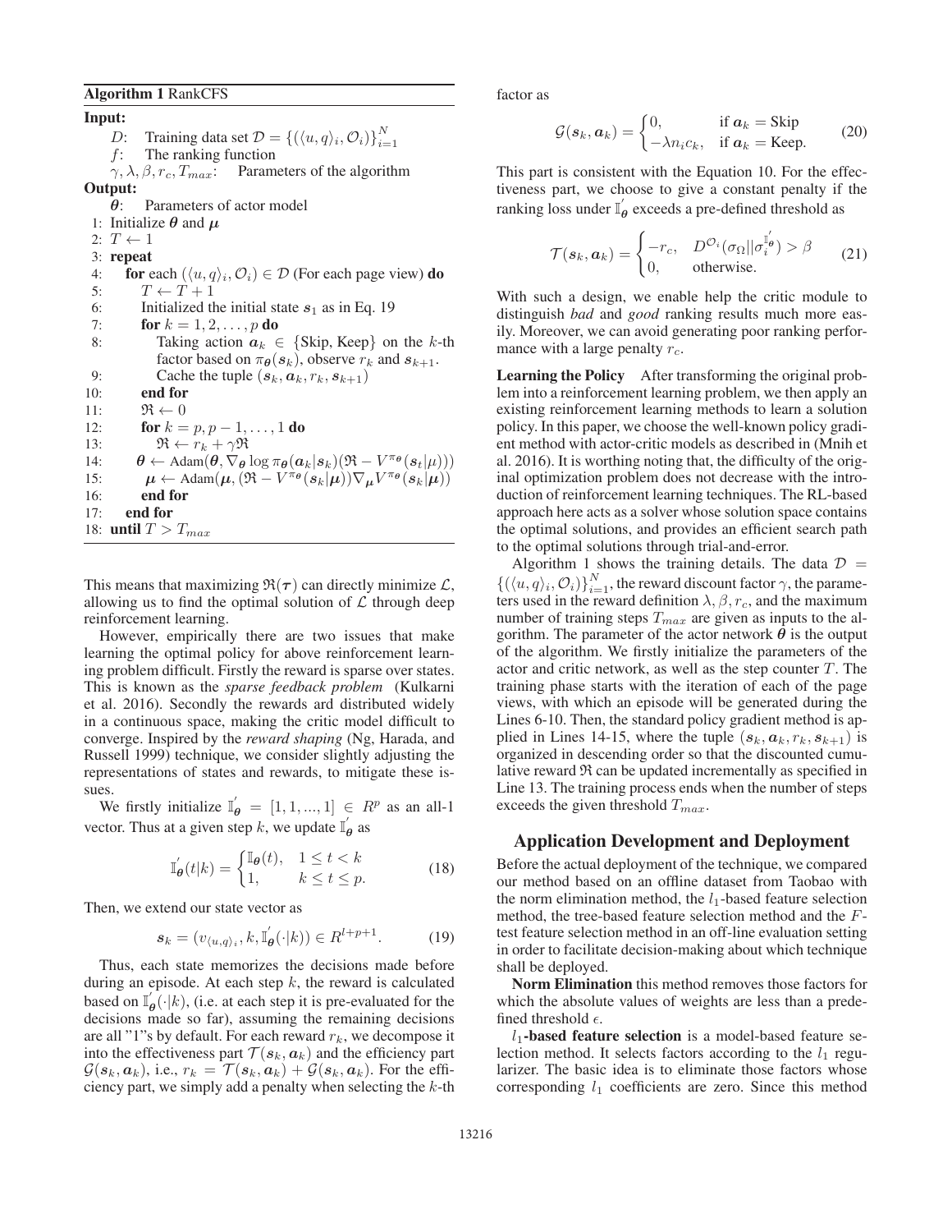**Algorithm 1** RankCFS

**Input:**

$D$: Training data set $\mathcal{D} = \{(\langle u, q \rangle_i, \mathcal{O}_i)\}_{i=1}^N$

$f$: The ranking function

$\gamma, \lambda, \beta, r_c, T_{max}$: Parameters of the algorithm

**Output:**

$\boldsymbol{\theta}$: Parameters of actor model

```
1: Initialize θ and μ
2: T ← 1
3: repeat
4:   for each (⟨u,q⟩_i, O_i) ∈ D (For each page view) do
5:     T ← T + 1
6:     Initialized the initial state s_1 as in Eq. 19
7:     for k = 1, 2, ..., p do
8:       Taking action a_k ∈ {Skip, Keep} on the k-th
         factor based on π_θ(s_k), observe r_k and s_{k+1}.
9:       Cache the tuple (s_k, a_k, r_k, s_{k+1})
10:    end for
11:    ℜ ← 0
12:    for k = p, p−1, ..., 1 do
13:      ℜ ← r_k + γℜ
14:      θ ← Adam(θ, ∇_θ log π_θ(a_k|s_k)(ℜ − V^{π_θ}(s_t|μ)))
15:      μ ← Adam(μ, (ℜ − V^{π_θ}(s_k|μ))∇_μ V^{π_θ}(s_k|μ))
16:    end for
17:  end for
18: until T > T_max
```

This means that maximizing $\Re(\boldsymbol{\tau})$ can directly minimize $\mathcal{L}$, allowing us to find the optimal solution of $\mathcal{L}$ through deep reinforcement learning.

However, empirically there are two issues that make learning the optimal policy for above reinforcement learning problem difficult. Firstly the reward is sparse over states. This is known as the *sparse feedback problem* (Kulkarni et al. 2016). Secondly the rewards ard distributed widely in a continuous space, making the critic model difficult to converge. Inspired by the *reward shaping* (Ng, Harada, and Russell 1999) technique, we consider slightly adjusting the representations of states and rewards, to mitigate these issues.

We firstly initialize $\mathbb{I}_{\boldsymbol{\theta}}^{'} = [1, 1, ..., 1] \in R^p$ as an all-1 vector. Thus at a given step $k$, we update $\mathbb{I}_{\boldsymbol{\theta}}^{'}$ as

$$\mathbb{I}_{\boldsymbol{\theta}}^{'}(t|k) = \begin{cases} \mathbb{I}_{\boldsymbol{\theta}}(t), & 1 \le t < k \\ 1, & k \le t \le p. \end{cases} \tag{18}$$

Then, we extend our state vector as

$$\boldsymbol{s}_k = (v_{\langle u,q \rangle_i}, k, \mathbb{I}_{\boldsymbol{\theta}}^{'}(\cdot|k)) \in R^{l+p+1}. \tag{19}$$

Thus, each state memorizes the decisions made before during an episode. At each step $k$, the reward is calculated based on $\mathbb{I}_{\boldsymbol{\theta}}^{'}(\cdot|k)$, (i.e. at each step it is pre-evaluated for the decisions made so far), assuming the remaining decisions are all "1"s by default. For each reward $r_k$, we decompose it into the effectiveness part $\mathcal{T}(\boldsymbol{s}_k, \boldsymbol{a}_k)$ and the efficiency part $\mathcal{G}(\boldsymbol{s}_k, \boldsymbol{a}_k)$, i.e., $r_k = \mathcal{T}(\boldsymbol{s}_k, \boldsymbol{a}_k) + \mathcal{G}(\boldsymbol{s}_k, \boldsymbol{a}_k)$. For the efficiency part, we simply add a penalty when selecting the $k$-th factor as

$$\mathcal{G}(\boldsymbol{s}_k, \boldsymbol{a}_k) = \begin{cases} 0, & \text{if } \boldsymbol{a}_k = \text{Skip} \\ -\lambda n_i c_k, & \text{if } \boldsymbol{a}_k = \text{Keep}. \end{cases} \tag{20}$$

This part is consistent with the Equation 10. For the effectiveness part, we choose to give a constant penalty if the ranking loss under $\mathbb{I}_{\boldsymbol{\theta}}^{'}$ exceeds a pre-defined threshold as

$$\mathcal{T}(\boldsymbol{s}_k, \boldsymbol{a}_k) = \begin{cases} -r_c, & D^{\mathcal{O}_i}(\sigma_\Omega || \sigma_i^{\mathbb{I}_{\boldsymbol{\theta}}^{'}}) > \beta \\ 0, & \text{otherwise.} \end{cases} \tag{21}$$

With such a design, we enable help the critic module to distinguish *bad* and *good* ranking results much more easily. Moreover, we can avoid generating poor ranking performance with a large penalty $r_c$.

**Learning the Policy** After transforming the original problem into a reinforcement learning problem, we then apply an existing reinforcement learning methods to learn a solution policy. In this paper, we choose the well-known policy gradient method with actor-critic models as described in (Mnih et al. 2016). It is worthing noting that, the difficulty of the original optimization problem does not decrease with the introduction of reinforcement learning techniques. The RL-based approach here acts as a solver whose solution space contains the optimal solutions, and provides an efficient search path to the optimal solutions through trial-and-error.

Algorithm 1 shows the training details. The data $\mathcal{D} = \{(\langle u, q \rangle_i, \mathcal{O}_i)\}_{i=1}^N$, the reward discount factor $\gamma$, the parameters used in the reward definition $\lambda, \beta, r_c$, and the maximum number of training steps $T_{max}$ are given as inputs to the algorithm. The parameter of the actor network $\boldsymbol{\theta}$ is the output of the algorithm. We firstly initialize the parameters of the actor and critic network, as well as the step counter $T$. The training phase starts with the iteration of each of the page views, with which an episode will be generated during the Lines 6-10. Then, the standard policy gradient method is applied in Lines 14-15, where the tuple $(\boldsymbol{s}_k, \boldsymbol{a}_k, r_k, \boldsymbol{s}_{k+1})$ is organized in descending order so that the discounted cumulative reward $\Re$ can be updated incrementally as specified in Line 13. The training process ends when the number of steps exceeds the given threshold $T_{max}$.

## Application Development and Deployment

Before the actual deployment of the technique, we compared our method based on an offline dataset from Taobao with the norm elimination method, the $l_1$-based feature selection method, the tree-based feature selection method and the $F$-test feature selection method in an off-line evaluation setting in order to facilitate decision-making about which technique shall be deployed.

**Norm Elimination** this method removes those factors for which the absolute values of weights are less than a predefined threshold $\epsilon$.

**$l_1$-based feature selection** is a model-based feature selection method. It selects factors according to the $l_1$ regularizer. The basic idea is to eliminate those factors whose corresponding $l_1$ coefficients are zero. Since this method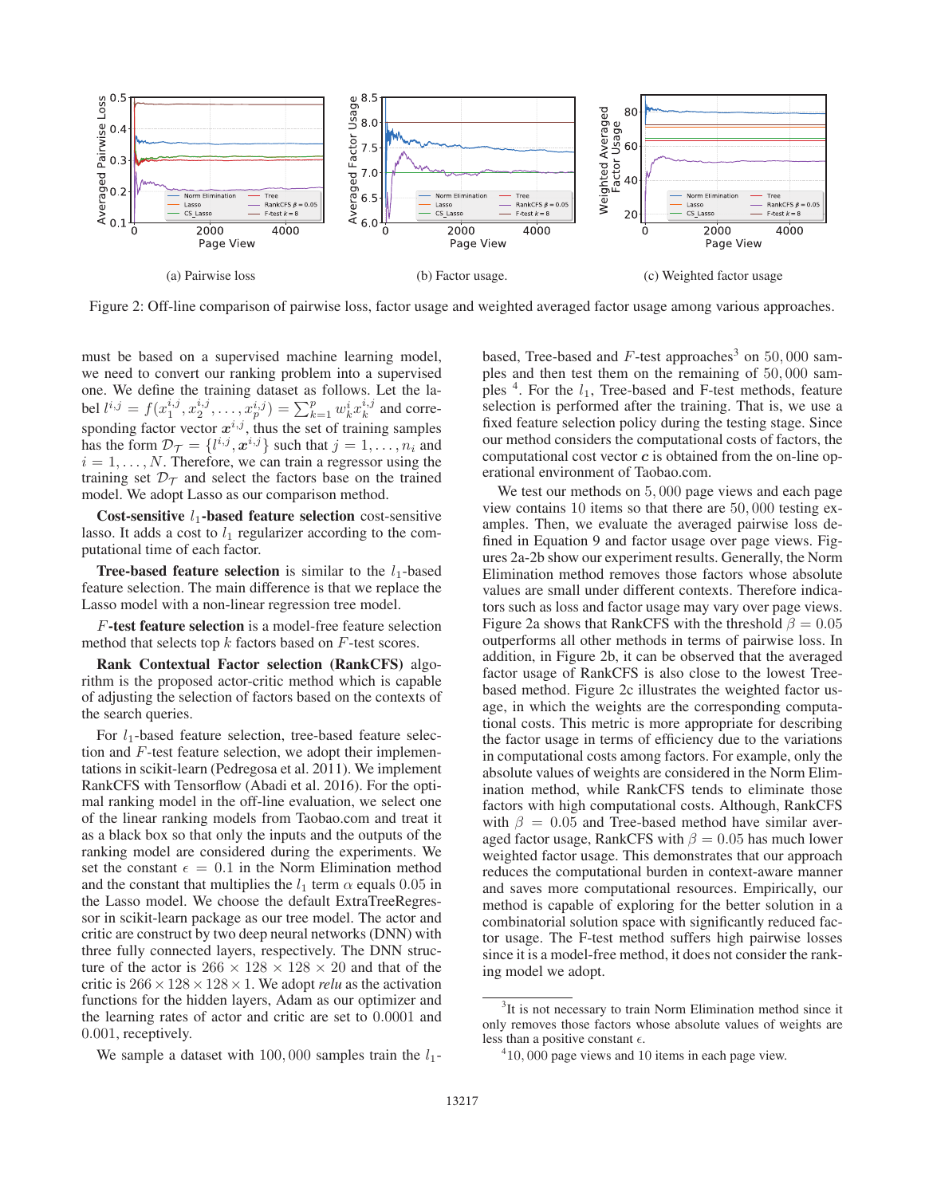(a) Pairwise loss

(b) Factor usage.

(c) Weighted factor usage

Figure 2: Off-line comparison of pairwise loss, factor usage and weighted averaged factor usage among various approaches.

must be based on a supervised machine learning model, we need to convert our ranking problem into a supervised one. We define the training dataset as follows. Let the label $l^{i,j} = f(x_1^{i,j}, x_2^{i,j}, \ldots, x_p^{i,j}) = \sum_{k=1}^{p} w_k^i x_k^{i,j}$ and corresponding factor vector $\boldsymbol{x}^{i,j}$, thus the set of training samples has the form $\mathcal{D}_{\mathcal{T}} = \{l^{i,j}, \boldsymbol{x}^{i,j}\}$ such that $j = 1, \ldots, n_i$ and $i = 1, \ldots, N$. Therefore, we can train a regressor using the training set $\mathcal{D}_{\mathcal{T}}$ and select the factors base on the trained model. We adopt Lasso as our comparison method.

**Cost-sensitive $l_1$-based feature selection** cost-sensitive lasso. It adds a cost to $l_1$ regularizer according to the computational time of each factor.

**Tree-based feature selection** is similar to the $l_1$-based feature selection. The main difference is that we replace the Lasso model with a non-linear regression tree model.

**$F$-test feature selection** is a model-free feature selection method that selects top $k$ factors based on $F$-test scores.

**Rank Contextual Factor selection (RankCFS)** algorithm is the proposed actor-critic method which is capable of adjusting the selection of factors based on the contexts of the search queries.

For $l_1$-based feature selection, tree-based feature selection and $F$-test feature selection, we adopt their implementations in scikit-learn (Pedregosa et al. 2011). We implement RankCFS with Tensorflow (Abadi et al. 2016). For the optimal ranking model in the off-line evaluation, we select one of the linear ranking models from Taobao.com and treat it as a black box so that only the inputs and the outputs of the ranking model are considered during the experiments. We set the constant $\epsilon = 0.1$ in the Norm Elimination method and the constant that multiplies the $l_1$ term $\alpha$ equals $0.05$ in the Lasso model. We choose the default ExtraTreeRegressor in scikit-learn package as our tree model. The actor and critic are construct by two deep neural networks (DNN) with three fully connected layers, respectively. The DNN structure of the actor is $266 \times 128 \times 128 \times 20$ and that of the critic is $266 \times 128 \times 128 \times 1$. We adopt *relu* as the activation functions for the hidden layers, Adam as our optimizer and the learning rates of actor and critic are set to $0.0001$ and $0.001$, receptively.

We sample a dataset with $100,000$ samples train the $l_1$-based, Tree-based and $F$-test approaches[3] on $50,000$ samples and then test them on the remaining of $50,000$ samples [4]. For the $l_1$, Tree-based and F-test methods, feature selection is performed after the training. That is, we use a fixed feature selection policy during the testing stage. Since our method considers the computational costs of factors, the computational cost vector $\boldsymbol{c}$ is obtained from the on-line operational environment of Taobao.com.

We test our methods on $5,000$ page views and each page view contains 10 items so that there are $50,000$ testing examples. Then, we evaluate the averaged pairwise loss defined in Equation 9 and factor usage over page views. Figures 2a-2b show our experiment results. Generally, the Norm Elimination method removes those factors whose absolute values are small under different contexts. Therefore indicators such as loss and factor usage may vary over page views. Figure 2a shows that RankCFS with the threshold $\beta = 0.05$ outperforms all other methods in terms of pairwise loss. In addition, in Figure 2b, it can be observed that the averaged factor usage of RankCFS is also close to the lowest Tree-based method. Figure 2c illustrates the weighted factor usage, in which the weights are the corresponding computational costs. This metric is more appropriate for describing the factor usage in terms of efficiency due to the variations in computational costs among factors. For example, only the absolute values of weights are considered in the Norm Elimination method, while RankCFS tends to eliminate those factors with high computational costs. Although, RankCFS with $\beta = 0.05$ and Tree-based method have similar averaged factor usage, RankCFS with $\beta = 0.05$ has much lower weighted factor usage. This demonstrates that our approach reduces the computational burden in context-aware manner and saves more computational resources. Empirically, our method is capable of exploring for the better solution in a combinatorial solution space with significantly reduced factor usage. The F-test method suffers high pairwise losses since it is a model-free method, it does not consider the ranking model we adopt.

[3] It is not necessary to train Norm Elimination method since it only removes those factors whose absolute values of weights are less than a positive constant $\epsilon$.

[4] $10,000$ page views and 10 items in each page view.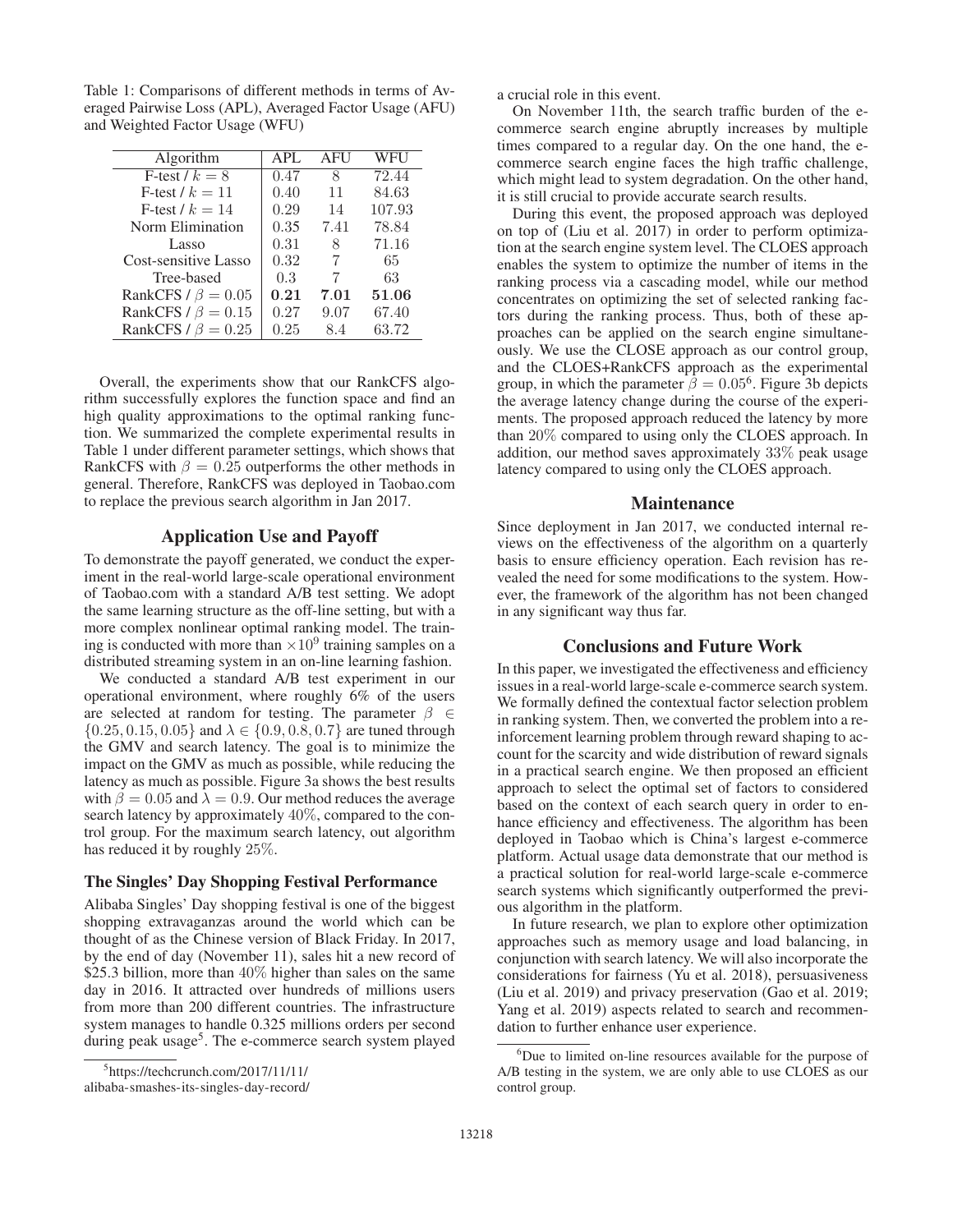Table 1: Comparisons of different methods in terms of Averaged Pairwise Loss (APL), Averaged Factor Usage (AFU) and Weighted Factor Usage (WFU)

| Algorithm | APL | AFU | WFU |
|---|---|---|---|
| F-test / $k = 8$ | 0.47 | 8 | 72.44 |
| F-test / $k = 11$ | 0.40 | 11 | 84.63 |
| F-test / $k = 14$ | 0.29 | 14 | 107.93 |
| Norm Elimination | 0.35 | 7.41 | 78.84 |
| Lasso | 0.31 | 8 | 71.16 |
| Cost-sensitive Lasso | 0.32 | 7 | 65 |
| Tree-based | 0.3 | 7 | 63 |
| RankCFS / $\beta = 0.05$ | **0.21** | **7.01** | **51.06** |
| RankCFS / $\beta = 0.15$ | 0.27 | 9.07 | 67.40 |
| RankCFS / $\beta = 0.25$ | 0.25 | 8.4 | 63.72 |

Overall, the experiments show that our RankCFS algorithm successfully explores the function space and find an high quality approximations to the optimal ranking function. We summarized the complete experimental results in Table 1 under different parameter settings, which shows that RankCFS with $\beta = 0.25$ outperforms the other methods in general. Therefore, RankCFS was deployed in Taobao.com to replace the previous search algorithm in Jan 2017.

## Application Use and Payoff

To demonstrate the payoff generated, we conduct the experiment in the real-world large-scale operational environment of Taobao.com with a standard A/B test setting. We adopt the same learning structure as the off-line setting, but with a more complex nonlinear optimal ranking model. The training is conducted with more than $\times 10^9$ training samples on a distributed streaming system in an on-line learning fashion.

We conducted a standard A/B test experiment in our operational environment, where roughly 6% of the users are selected at random for testing. The parameter $\beta \in \{0.25, 0.15, 0.05\}$ and $\lambda \in \{0.9, 0.8, 0.7\}$ are tuned through the GMV and search latency. The goal is to minimize the impact on the GMV as much as possible, while reducing the latency as much as possible. Figure 3a shows the best results with $\beta = 0.05$ and $\lambda = 0.9$. Our method reduces the average search latency by approximately 40%, compared to the control group. For the maximum search latency, out algorithm has reduced it by roughly 25%.

### The Singles' Day Shopping Festival Performance

Alibaba Singles' Day shopping festival is one of the biggest shopping extravaganzas around the world which can be thought of as the Chinese version of Black Friday. In 2017, by the end of day (November 11), sales hit a new record of \$25.3 billion, more than 40% higher than sales on the same day in 2016. It attracted over hundreds of millions users from more than 200 different countries. The infrastructure system manages to handle 0.325 millions orders per second during peak usage[5]. The e-commerce search system played a crucial role in this event.

On November 11th, the search traffic burden of the e-commerce search engine abruptly increases by multiple times compared to a regular day. On the one hand, the e-commerce search engine faces the high traffic challenge, which might lead to system degradation. On the other hand, it is still crucial to provide accurate search results.

During this event, the proposed approach was deployed on top of (Liu et al. 2017) in order to perform optimization at the search engine system level. The CLOES approach enables the system to optimize the number of items in the ranking process via a cascading model, while our method concentrates on optimizing the set of selected ranking factors during the ranking process. Thus, both of these approaches can be applied on the search engine simultaneously. We use the CLOSE approach as our control group, and the CLOES+RankCFS approach as the experimental group, in which the parameter $\beta = 0.05$[6]. Figure 3b depicts the average latency change during the course of the experiments. The proposed approach reduced the latency by more than 20% compared to using only the CLOES approach. In addition, our method saves approximately 33% peak usage latency compared to using only the CLOES approach.

## Maintenance

Since deployment in Jan 2017, we conducted internal reviews on the effectiveness of the algorithm on a quarterly basis to ensure efficiency operation. Each revision has revealed the need for some modifications to the system. However, the framework of the algorithm has not been changed in any significant way thus far.

## Conclusions and Future Work

In this paper, we investigated the effectiveness and efficiency issues in a real-world large-scale e-commerce search system. We formally defined the contextual factor selection problem in ranking system. Then, we converted the problem into a reinforcement learning problem through reward shaping to account for the scarcity and wide distribution of reward signals in a practical search engine. We then proposed an efficient approach to select the optimal set of factors to considered based on the context of each search query in order to enhance efficiency and effectiveness. The algorithm has been deployed in Taobao which is China's largest e-commerce platform. Actual usage data demonstrate that our method is a practical solution for real-world large-scale e-commerce search systems which significantly outperformed the previous algorithm in the platform.

In future research, we plan to explore other optimization approaches such as memory usage and load balancing, in conjunction with search latency. We will also incorporate the considerations for fairness (Yu et al. 2018), persuasiveness (Liu et al. 2019) and privacy preservation (Gao et al. 2019; Yang et al. 2019) aspects related to search and recommendation to further enhance user experience.

[5] https://techcrunch.com/2017/11/11/alibaba-smashes-its-singles-day-record/

[6] Due to limited on-line resources available for the purpose of A/B testing in the system, we are only able to use CLOES as our control group.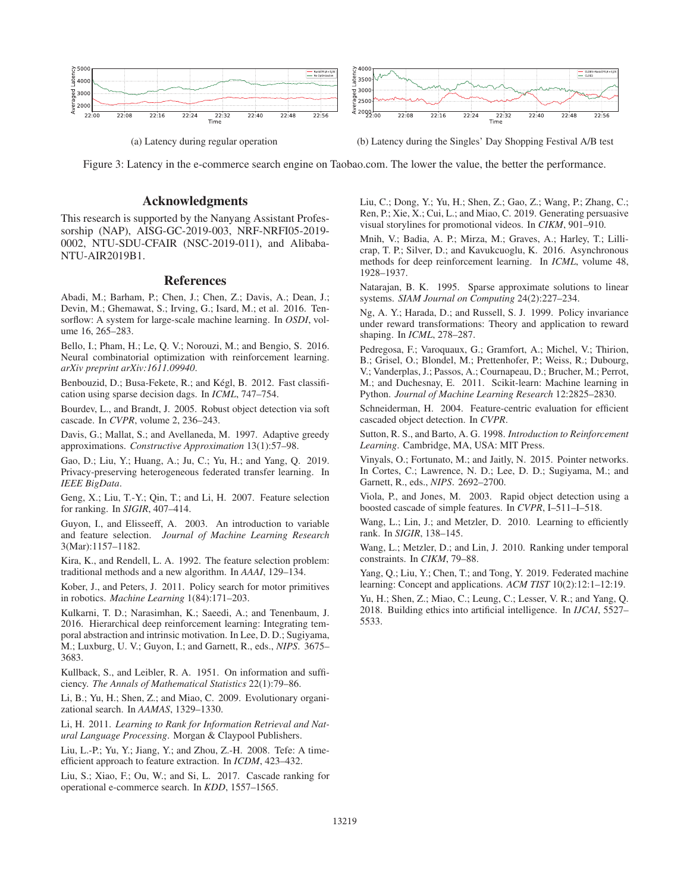(a) Latency during regular operation

(b) Latency during the Singles' Day Shopping Festival A/B test

Figure 3: Latency in the e-commerce search engine on Taobao.com. The lower the value, the better the performance.

## Acknowledgments

This research is supported by the Nanyang Assistant Professorship (NAP), AISG-GC-2019-003, NRF-NRFI05-2019-0002, NTU-SDU-CFAIR (NSC-2019-011), and Alibaba-NTU-AIR2019B1.

## References

Abadi, M.; Barham, P.; Chen, J.; Chen, Z.; Davis, A.; Dean, J.; Devin, M.; Ghemawat, S.; Irving, G.; Isard, M.; et al. 2016. Tensorflow: A system for large-scale machine learning. In *OSDI*, volume 16, 265–283.

Bello, I.; Pham, H.; Le, Q. V.; Norouzi, M.; and Bengio, S. 2016. Neural combinatorial optimization with reinforcement learning. *arXiv preprint arXiv:1611.09940*.

Benbouzid, D.; Busa-Fekete, R.; and Kégl, B. 2012. Fast classification using sparse decision dags. In *ICML*, 747–754.

Bourdev, L., and Brandt, J. 2005. Robust object detection via soft cascade. In *CVPR*, volume 2, 236–243.

Davis, G.; Mallat, S.; and Avellaneda, M. 1997. Adaptive greedy approximations. *Constructive Approximation* 13(1):57–98.

Gao, D.; Liu, Y.; Huang, A.; Ju, C.; Yu, H.; and Yang, Q. 2019. Privacy-preserving heterogeneous federated transfer learning. In *IEEE BigData*.

Geng, X.; Liu, T.-Y.; Qin, T.; and Li, H. 2007. Feature selection for ranking. In *SIGIR*, 407–414.

Guyon, I., and Elisseeff, A. 2003. An introduction to variable and feature selection. *Journal of Machine Learning Research* 3(Mar):1157–1182.

Kira, K., and Rendell, L. A. 1992. The feature selection problem: traditional methods and a new algorithm. In *AAAI*, 129–134.

Kober, J., and Peters, J. 2011. Policy search for motor primitives in robotics. *Machine Learning* 1(84):171–203.

Kulkarni, T. D.; Narasimhan, K.; Saeedi, A.; and Tenenbaum, J. 2016. Hierarchical deep reinforcement learning: Integrating temporal abstraction and intrinsic motivation. In Lee, D. D.; Sugiyama, M.; Luxburg, U. V.; Guyon, I.; and Garnett, R., eds., *NIPS*. 3675–3683.

Kullback, S., and Leibler, R. A. 1951. On information and sufficiency. *The Annals of Mathematical Statistics* 22(1):79–86.

Li, B.; Yu, H.; Shen, Z.; and Miao, C. 2009. Evolutionary organizational search. In *AAMAS*, 1329–1330.

Li, H. 2011. *Learning to Rank for Information Retrieval and Natural Language Processing*. Morgan & Claypool Publishers.

Liu, L.-P.; Yu, Y.; Jiang, Y.; and Zhou, Z.-H. 2008. Tefe: A time-efficient approach to feature extraction. In *ICDM*, 423–432.

Liu, S.; Xiao, F.; Ou, W.; and Si, L. 2017. Cascade ranking for operational e-commerce search. In *KDD*, 1557–1565.

Liu, C.; Dong, Y.; Yu, H.; Shen, Z.; Gao, Z.; Wang, P.; Zhang, C.; Ren, P.; Xie, X.; Cui, L.; and Miao, C. 2019. Generating persuasive visual storylines for promotional videos. In *CIKM*, 901–910.

Mnih, V.; Badia, A. P.; Mirza, M.; Graves, A.; Harley, T.; Lillicrap, T. P.; Silver, D.; and Kavukcuoglu, K. 2016. Asynchronous methods for deep reinforcement learning. In *ICML*, volume 48, 1928–1937.

Natarajan, B. K. 1995. Sparse approximate solutions to linear systems. *SIAM Journal on Computing* 24(2):227–234.

Ng, A. Y.; Harada, D.; and Russell, S. J. 1999. Policy invariance under reward transformations: Theory and application to reward shaping. In *ICML*, 278–287.

Pedregosa, F.; Varoquaux, G.; Gramfort, A.; Michel, V.; Thirion, B.; Grisel, O.; Blondel, M.; Prettenhofer, P.; Weiss, R.; Dubourg, V.; Vanderplas, J.; Passos, A.; Cournapeau, D.; Brucher, M.; Perrot, M.; and Duchesnay, E. 2011. Scikit-learn: Machine learning in Python. *Journal of Machine Learning Research* 12:2825–2830.

Schneiderman, H. 2004. Feature-centric evaluation for efficient cascaded object detection. In *CVPR*.

Sutton, R. S., and Barto, A. G. 1998. *Introduction to Reinforcement Learning*. Cambridge, MA, USA: MIT Press.

Vinyals, O.; Fortunato, M.; and Jaitly, N. 2015. Pointer networks. In Cortes, C.; Lawrence, N. D.; Lee, D. D.; Sugiyama, M.; and Garnett, R., eds., *NIPS*. 2692–2700.

Viola, P., and Jones, M. 2003. Rapid object detection using a boosted cascade of simple features. In *CVPR*, I–511–I–518.

Wang, L.; Lin, J.; and Metzler, D. 2010. Learning to efficiently rank. In *SIGIR*, 138–145.

Wang, L.; Metzler, D.; and Lin, J. 2010. Ranking under temporal constraints. In *CIKM*, 79–88.

Yang, Q.; Liu, Y.; Chen, T.; and Tong, Y. 2019. Federated machine learning: Concept and applications. *ACM TIST* 10(2):12:1–12:19.

Yu, H.; Shen, Z.; Miao, C.; Leung, C.; Lesser, V. R.; and Yang, Q. 2018. Building ethics into artificial intelligence. In *IJCAI*, 5527–5533.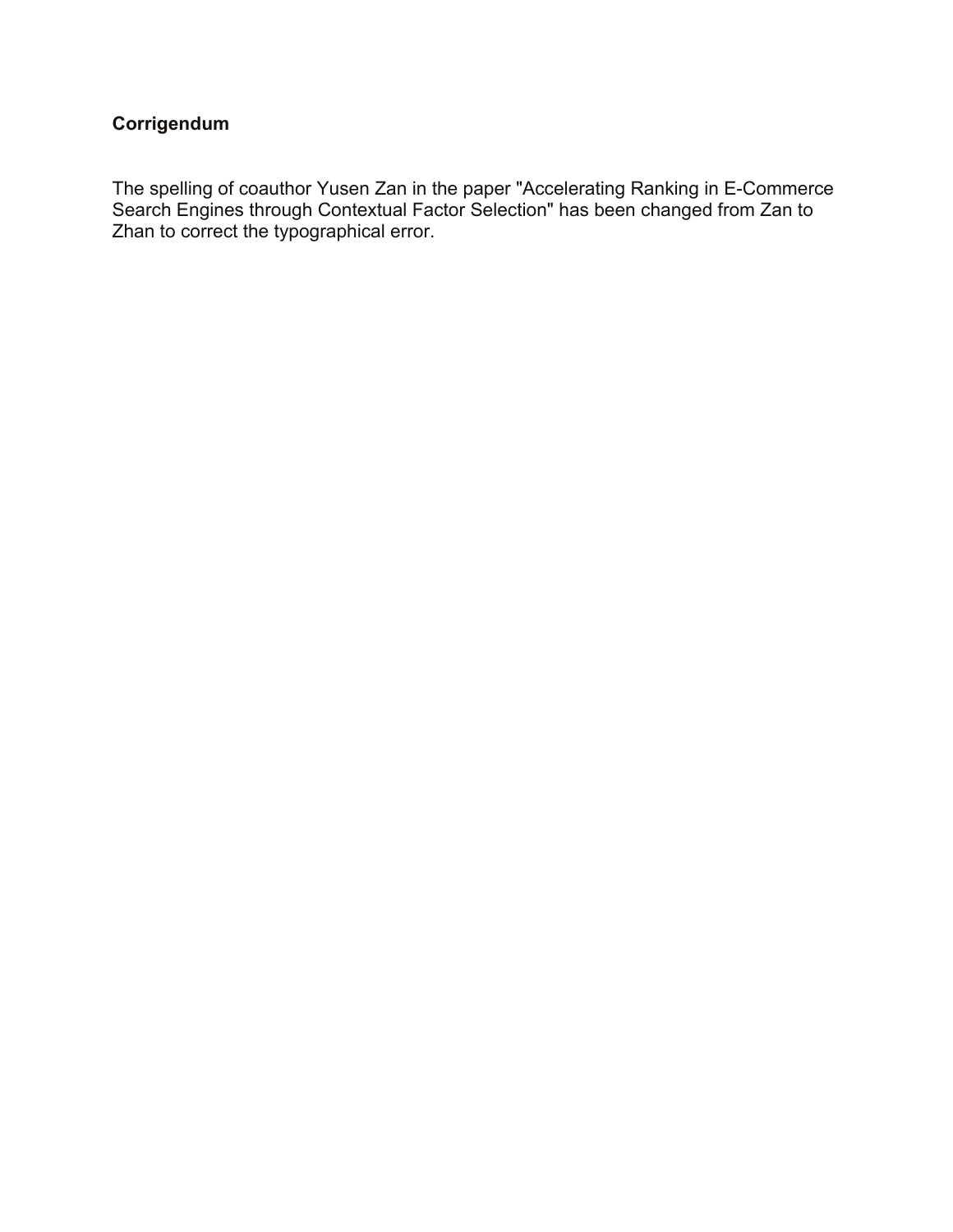**Corrigendum**

The spelling of coauthor Yusen Zan in the paper "Accelerating Ranking in E-Commerce Search Engines through Contextual Factor Selection" has been changed from Zan to Zhan to correct the typographical error.